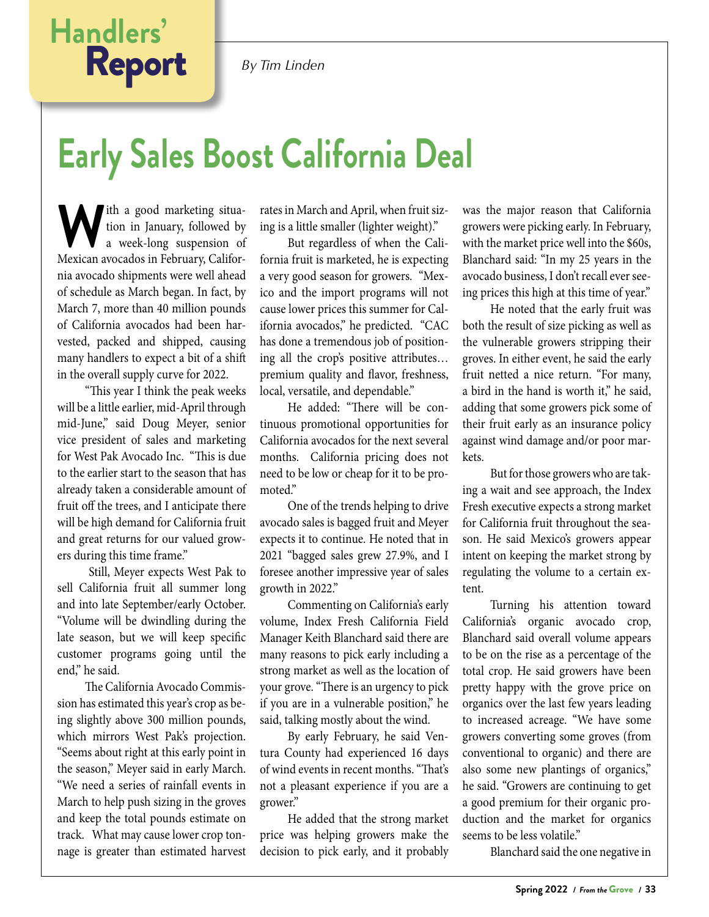Handlers' **Report**

*By Tim Linden*

# Early Sales Boost California Deal

With a good marketing situation in January, followed by a week-long suspension of Mexican avocados in February, California avocado shipments were well ahead of schedule as March began. In fact, by March 7, more than 40 million pounds of California avocados had been harvested, packed and shipped, causing many handlers to expect a bit of a shift in the overall supply curve for 2022.

"This year I think the peak weeks will be a little earlier, mid-April through mid-June," said Doug Meyer, senior vice president of sales and marketing for West Pak Avocado Inc. "This is due to the earlier start to the season that has already taken a considerable amount of fruit off the trees, and I anticipate there will be high demand for California fruit and great returns for our valued growers during this time frame."

Still, Meyer expects West Pak to sell California fruit all summer long and into late September/early October. "Volume will be dwindling during the late season, but we will keep specific customer programs going until the end," he said.

The California Avocado Commission has estimated this year's crop as being slightly above 300 million pounds, which mirrors West Pak's projection. "Seems about right at this early point in the season," Meyer said in early March. "We need a series of rainfall events in March to help push sizing in the groves and keep the total pounds estimate on track. What may cause lower crop tonnage is greater than estimated harvest rates in March and April, when fruit sizing is a little smaller (lighter weight)."

But regardless of when the California fruit is marketed, he is expecting a very good season for growers. "Mexico and the import programs will not cause lower prices this summer for California avocados," he predicted. "CAC has done a tremendous job of positioning all the crop's positive attributes… premium quality and flavor, freshness, local, versatile, and dependable."

He added: "There will be continuous promotional opportunities for California avocados for the next several months. California pricing does not need to be low or cheap for it to be promoted."

One of the trends helping to drive avocado sales is bagged fruit and Meyer expects it to continue. He noted that in 2021 "bagged sales grew 27.9%, and I foresee another impressive year of sales growth in 2022."

Commenting on California's early volume, Index Fresh California Field Manager Keith Blanchard said there are many reasons to pick early including a strong market as well as the location of your grove. "There is an urgency to pick if you are in a vulnerable position," he said, talking mostly about the wind.

By early February, he said Ventura County had experienced 16 days of wind events in recent months. "That's not a pleasant experience if you are a grower."

He added that the strong market price was helping growers make the decision to pick early, and it probably was the major reason that California growers were picking early. In February, with the market price well into the $60s, Blanchard said: "In my 25 years in the avocado business, I don't recall ever seeing prices this high at this time of year."

He noted that the early fruit was both the result of size picking as well as the vulnerable growers stripping their groves. In either event, he said the early fruit netted a nice return. "For many, a bird in the hand is worth it," he said, adding that some growers pick some of their fruit early as an insurance policy against wind damage and/or poor markets.

But for those growers who are taking a wait and see approach, the Index Fresh executive expects a strong market for California fruit throughout the season. He said Mexico's growers appear intent on keeping the market strong by regulating the volume to a certain extent.

Turning his attention toward California's organic avocado crop, Blanchard said overall volume appears to be on the rise as a percentage of the total crop. He said growers have been pretty happy with the grove price on organics over the last few years leading to increased acreage. "We have some growers converting some groves (from conventional to organic) and there are also some new plantings of organics," he said. "Growers are continuing to get a good premium for their organic production and the market for organics seems to be less volatile."

Blanchard said the one negative in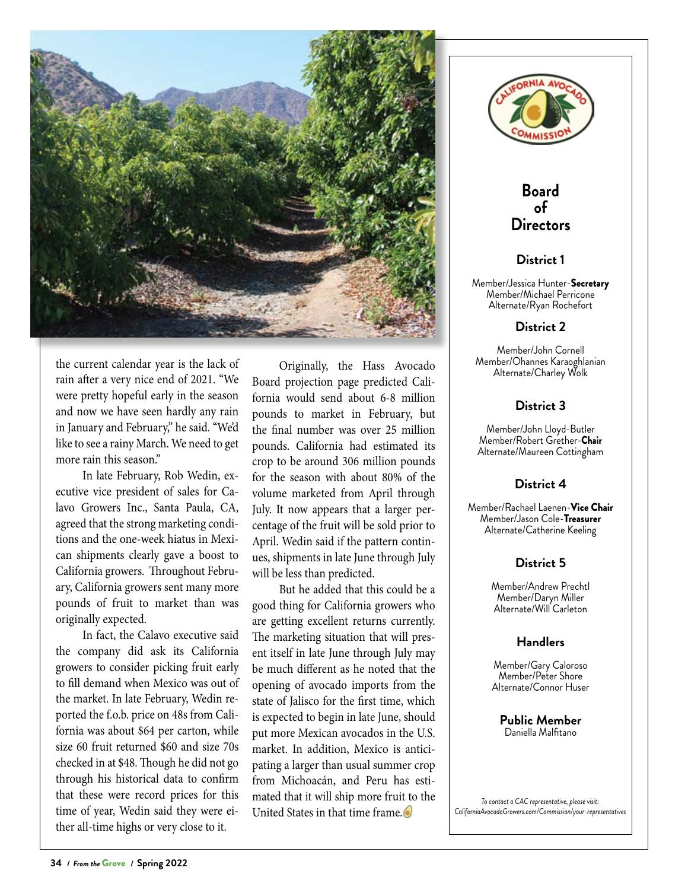the current calendar year is the lack of rain after a very nice end of 2021. "We were pretty hopeful early in the season and now we have seen hardly any rain in January and February," he said. "We'd like to see a rainy March. We need to get more rain this season."

In late February, Rob Wedin, executive vice president of sales for Calavo Growers Inc., Santa Paula, CA, agreed that the strong marketing conditions and the one-week hiatus in Mexican shipments clearly gave a boost to California growers. Throughout February, California growers sent many more pounds of fruit to market than was originally expected.

In fact, the Calavo executive said the company did ask its California growers to consider picking fruit early to fill demand when Mexico was out of the market. In late February, Wedin reported the f.o.b. price on 48s from California was about $64 per carton, while size 60 fruit returned $60 and size 70s checked in at $48. Though he did not go through his historical data to confirm that these were record prices for this time of year, Wedin said they were either all-time highs or very close to it.

Originally, the Hass Avocado Board projection page predicted California would send about 6-8 million pounds to market in February, but the final number was over 25 million pounds. California had estimated its crop to be around 306 million pounds for the season with about 80% of the volume marketed from April through July. It now appears that a larger percentage of the fruit will be sold prior to April. Wedin said if the pattern continues, shipments in late June through July will be less than predicted.

But he added that this could be a good thing for California growers who are getting excellent returns currently. The marketing situation that will present itself in late June through July may be much different as he noted that the opening of avocado imports from the state of Jalisco for the first time, which is expected to begin in late June, should put more Mexican avocados in the U.S. market. In addition, Mexico is anticipating a larger than usual summer crop from Michoacán, and Peru has estimated that it will ship more fruit to the United States in that time frame.

## Board of Directors

### District 1

Member/Jessica Hunter-**Secretary**
Member/Michael Perricone
Alternate/Ryan Rochefort

### District 2

Member/John Cornell
Member/Ohannes Karaoghlanian
Alternate/Charley Wolk

### District 3

Member/John Lloyd-Butler
Member/Robert Grether-**Chair**
Alternate/Maureen Cottingham

### District 4

Member/Rachael Laenen-**Vice Chair**
Member/Jason Cole-**Treasurer**
Alternate/Catherine Keeling

### District 5

Member/Andrew Prechtl
Member/Daryn Miller
Alternate/Will Carleton

### Handlers

Member/Gary Caloroso
Member/Peter Shore
Alternate/Connor Huser

### Public Member

Daniella Malfitano

*To contact a CAC representative, please visit: CaliforniaAvocadoGrowers.com/Commission/your-representatives*